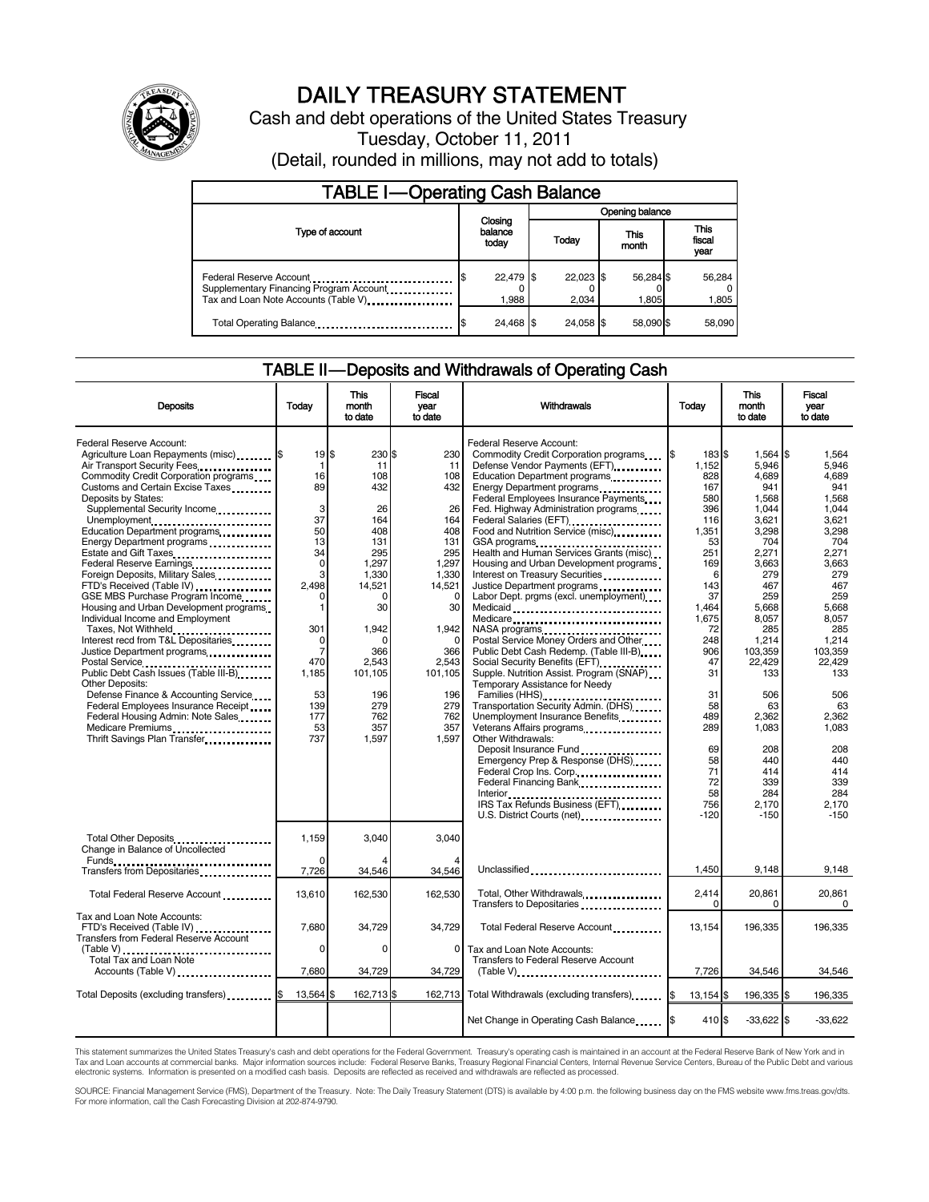# DAILY TREASURY STATEMENT

Cash and debt operations of the United States Treasury

Tuesday, October 11, 2011

(Detail, rounded in millions, may not add to totals)

## TABLE I—Operating Cash Balance

| Type of account | Closing balance today | Opening balance Today | Opening balance This month | Opening balance This fiscal year |
|---|---|---|---|---|
| Federal Reserve Account | $ 22,479 | $ 22,023 | $ 56,284 | $ 56,284 |
| Supplementary Financing Program Account | 0 | 0 | 0 | 0 |
| Tax and Loan Note Accounts (Table V) | 1,988 | 2,034 | 1,805 | 1,805 |
| Total Operating Balance | $ 24,468 | $ 24,058 | $ 58,090 | $ 58,090 |

## TABLE II—Deposits and Withdrawals of Operating Cash

| Deposits | Today | This month to date | Fiscal year to date |
|---|---|---|---|
| Federal Reserve Account: | | | |
| Agriculture Loan Repayments (misc) | $ 19 | $ 230 | $ 230 |
| Air Transport Security Fees | 1 | 11 | 11 |
| Commodity Credit Corporation programs | 16 | 108 | 108 |
| Customs and Certain Excise Taxes | 89 | 432 | 432 |
| Deposits by States: | | | |
| Supplemental Security Income | 3 | 26 | 26 |
| Unemployment | 37 | 164 | 164 |
| Education Department programs | 50 | 408 | 408 |
| Energy Department programs | 13 | 131 | 131 |
| Estate and Gift Taxes | 34 | 295 | 295 |
| Federal Reserve Earnings | 0 | 1,297 | 1,297 |
| Foreign Deposits, Military Sales | 3 | 1,330 | 1,330 |
| FTD's Received (Table IV) | 2,498 | 14,521 | 14,521 |
| GSE MBS Purchase Program Income | 0 | 0 | 0 |
| Housing and Urban Development programs | 1 | 30 | 30 |
| Individual Income and Employment Taxes, Not Withheld | 301 | 1,942 | 1,942 |
| Interest recd from T&L Depositaries | 0 | 0 | 0 |
| Justice Department programs | 7 | 366 | 366 |
| Postal Service | 470 | 2,543 | 2,543 |
| Public Debt Cash Issues (Table III-B) | 1,185 | 101,105 | 101,105 |
| Other Deposits: | | | |
| Defense Finance & Accounting Service | 53 | 196 | 196 |
| Federal Employees Insurance Receipt | 139 | 279 | 279 |
| Federal Housing Admin: Note Sales | 177 | 762 | 762 |
| Medicare Premiums | 53 | 357 | 357 |
| Thrift Savings Plan Transfer | 737 | 1,597 | 1,597 |
| Total Other Deposits | 1,159 | 3,040 | 3,040 |
| Change in Balance of Uncollected Funds | 0 | 4 | 4 |
| Transfers from Depositaries | 7,726 | 34,546 | 34,546 |
| Total Federal Reserve Account | 13,610 | 162,530 | 162,530 |
| Tax and Loan Note Accounts: | | | |
| FTD's Received (Table IV) | 7,680 | 34,729 | 34,729 |
| Transfers from Federal Reserve Account (Table V) | 0 | 0 | 0 |
| Total Tax and Loan Note Accounts (Table V) | 7,680 | 34,729 | 34,729 |
| Total Deposits (excluding transfers) | $ 13,564 | $ 162,713 | $ 162,713 |

| Withdrawals | Today | This month to date | Fiscal year to date |
|---|---|---|---|
| Federal Reserve Account: | | | |
| Commodity Credit Corporation programs | $ 183 | $ 1,564 | $ 1,564 |
| Defense Vendor Payments (EFT) | 1,152 | 5,946 | 5,946 |
| Education Department programs | 828 | 4,689 | 4,689 |
| Energy Department programs | 167 | 941 | 941 |
| Federal Employees Insurance Payments | 580 | 1,568 | 1,568 |
| Fed. Highway Administration programs | 396 | 1,044 | 1,044 |
| Federal Salaries (EFT) | 116 | 3,621 | 3,621 |
| Food and Nutrition Service (misc) | 1,351 | 3,298 | 3,298 |
| GSA programs | 53 | 704 | 704 |
| Health and Human Services Grants (misc) | 251 | 2,271 | 2,271 |
| Housing and Urban Development programs | 169 | 3,663 | 3,663 |
| Interest on Treasury Securities | 6 | 279 | 279 |
| Justice Department programs | 143 | 467 | 467 |
| Labor Dept. prgms (excl. unemployment) | 37 | 259 | 259 |
| Medicaid | 1,464 | 5,668 | 5,668 |
| Medicare | 1,675 | 8,057 | 8,057 |
| NASA programs | 72 | 285 | 285 |
| Postal Service Money Orders and Other | 248 | 1,214 | 1,214 |
| Public Debt Cash Redemp. (Table III-B) | 906 | 103,359 | 103,359 |
| Social Security Benefits (EFT) | 47 | 22,429 | 22,429 |
| Supple. Nutrition Assist. Program (SNAP) | 31 | 133 | 133 |
| Temporary Assistance for Needy Families (HHS) | 31 | 506 | 506 |
| Transportation Security Admin. (DHS) | 58 | 63 | 63 |
| Unemployment Insurance Benefits | 489 | 2,362 | 2,362 |
| Veterans Affairs programs | 289 | 1,083 | 1,083 |
| Other Withdrawals: | | | |
| Deposit Insurance Fund | 69 | 208 | 208 |
| Emergency Prep & Response (DHS) | 58 | 440 | 440 |
| Federal Crop Ins. Corp. | 71 | 414 | 414 |
| Federal Financing Bank | 72 | 339 | 339 |
| Interior | 58 | 284 | 284 |
| IRS Tax Refunds Business (EFT) | 756 | 2,170 | 2,170 |
| U.S. District Courts (net) | -120 | -150 | -150 |
| Unclassified | 1,450 | 9,148 | 9,148 |
| Total, Other Withdrawals | 2,414 | 20,861 | 20,861 |
| Transfers to Depositaries | 0 | 0 | 0 |
| Total Federal Reserve Account | 13,154 | 196,335 | 196,335 |
| Tax and Loan Note Accounts: | | | |
| Transfers to Federal Reserve Account (Table V) | 7,726 | 34,546 | 34,546 |
| Total Withdrawals (excluding transfers) | $ 13,154 | $ 196,335 | $ 196,335 |
| Net Change in Operating Cash Balance | $ 410 | $ -33,622 | $ -33,622 |

This statement summarizes the United States Treasury's cash and debt operations for the Federal Government. Treasury's operating cash is maintained in an account at the Federal Reserve Bank of New York and in Tax and Loan accounts at commercial banks. Major information sources include: Federal Reserve Banks, Treasury Regional Financial Centers, Internal Revenue Service Centers, Bureau of the Public Debt and various electronic systems. Information is presented on a modified cash basis. Deposits are reflected as received and withdrawals are reflected as processed.

SOURCE: Financial Management Service (FMS), Department of the Treasury. Note: The Daily Treasury Statement (DTS) is available by 4:00 p.m. the following business day on the FMS website www.fms.treas.gov/dts. For more information, call the Cash Forecasting Division at 202-874-9790.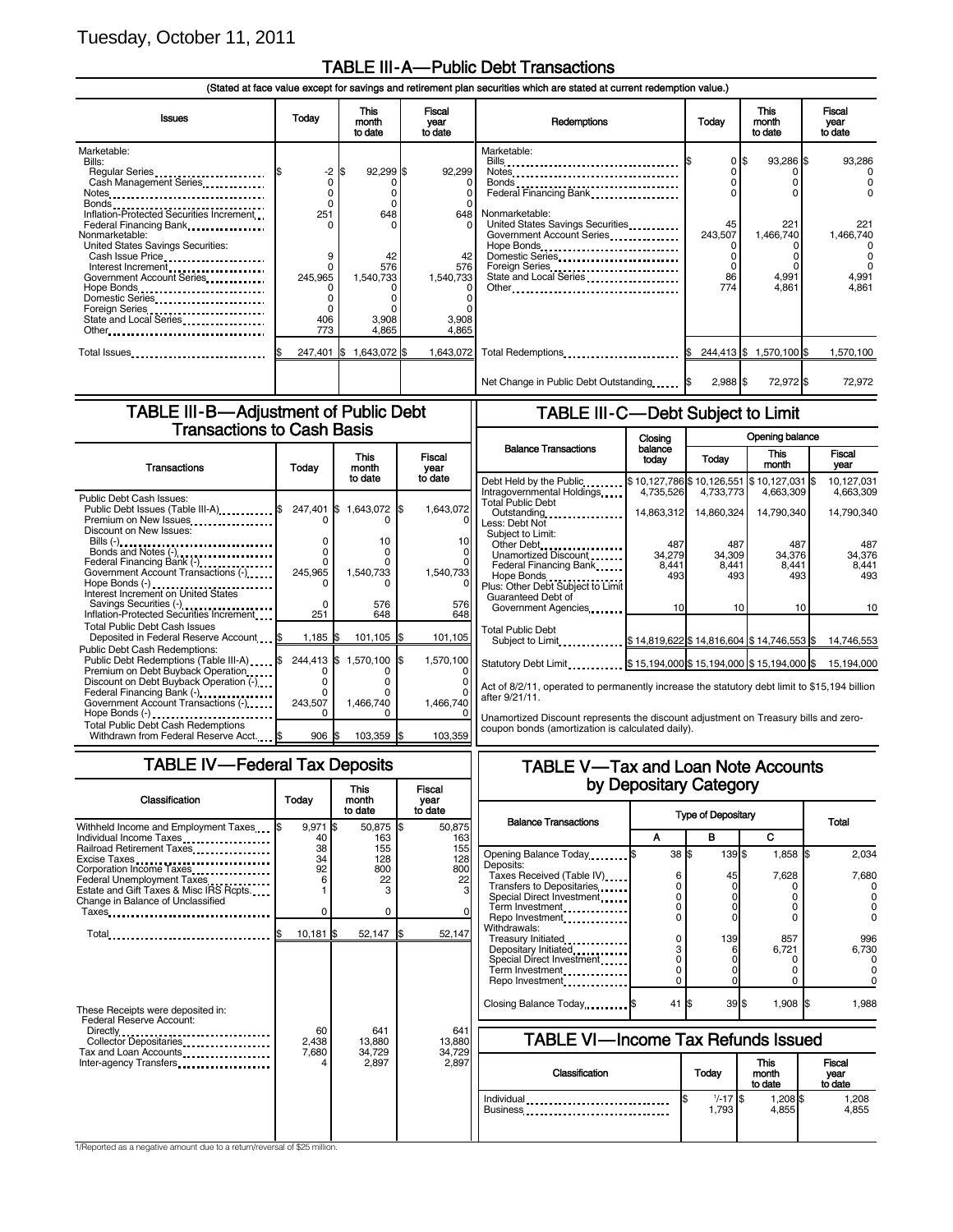Tuesday, October 11, 2011

## TABLE III-A—Public Debt Transactions

(Stated at face value except for savings and retirement plan securities which are stated at current redemption value.)

| Issues | Today | This month to date | Fiscal year to date |
|---|---|---|---|
| Marketable: | | | |
| Bills: | | | |
| Regular Series | $ -2 | $ 92,299 | $ 92,299 |
| Cash Management Series | 0 | 0 | 0 |
| Notes | 0 | 0 | 0 |
| Bonds | 0 | 0 | 0 |
| Inflation-Protected Securities Increment | 251 | 648 | 648 |
| Federal Financing Bank | 0 | 0 | 0 |
| Nonmarketable: | | | |
| United States Savings Securities: | | | |
| Cash Issue Price | 9 | 42 | 42 |
| Interest Increment | 0 | 576 | 576 |
| Government Account Series | 245,965 | 1,540,733 | 1,540,733 |
| Hope Bonds | 0 | 0 | 0 |
| Domestic Series | 0 | 0 | 0 |
| Foreign Series | 0 | 0 | 0 |
| State and Local Series | 406 | 3,908 | 3,908 |
| Other | 773 | 4,865 | 4,865 |
| Total Issues | $ 247,401 | $ 1,643,072 | $ 1,643,072 |

| Redemptions | Today | This month to date | Fiscal year to date |
|---|---|---|---|
| Marketable: | | | |
| Bills | $ 0 | $ 93,286 | $ 93,286 |
| Notes | 0 | 0 | 0 |
| Bonds | 0 | 0 | 0 |
| Federal Financing Bank | 0 | 0 | 0 |
| Nonmarketable: | | | |
| United States Savings Securities | 45 | 221 | 221 |
| Government Account Series | 243,507 | 1,466,740 | 1,466,740 |
| Hope Bonds | 0 | 0 | 0 |
| Domestic Series | 0 | 0 | 0 |
| Foreign Series | 0 | 0 | 0 |
| State and Local Series | 86 | 4,991 | 4,991 |
| Other | 774 | 4,861 | 4,861 |
| Total Redemptions | $ 244,413 | $ 1,570,100 | $ 1,570,100 |
| Net Change in Public Debt Outstanding | $ 2,988 | $ 72,972 | $ 72,972 |

## TABLE III-B—Adjustment of Public Debt Transactions to Cash Basis

| Transactions | Today | This month to date | Fiscal year to date |
|---|---|---|---|
| Public Debt Cash Issues: | | | |
| Public Debt Issues (Table III-A) | $ 247,401 | $ 1,643,072 | $ 1,643,072 |
| Premium on New Issues | 0 | 0 | 0 |
| Discount on New Issues: | | | |
| Bills (-) | 0 | 10 | 10 |
| Bonds and Notes (-) | 0 | 0 | 0 |
| Federal Financing Bank (-) | 0 | 0 | 0 |
| Government Account Transactions (-) | 245,965 | 1,540,733 | 1,540,733 |
| Hope Bonds (-) | 0 | 0 | 0 |
| Interest Increment on United States Savings Securities (-) | 0 | 576 | 576 |
| Inflation-Protected Securities Increment | 251 | 648 | 648 |
| Total Public Debt Cash Issues Deposited in Federal Reserve Account | $ 1,185 | $ 101,105 | $ 101,105 |
| Public Debt Cash Redemptions: | | | |
| Public Debt Redemptions (Table III-A) | $ 244,413 | $ 1,570,100 | $ 1,570,100 |
| Premium on Debt Buyback Operation | 0 | 0 | 0 |
| Discount on Debt Buyback Operation (-) | 0 | 0 | 0 |
| Federal Financing Bank (-) | 0 | 0 | 0 |
| Government Account Transactions (-) | 243,507 | 1,466,740 | 1,466,740 |
| Hope Bonds (-) | 0 | 0 | 0 |
| Total Public Debt Cash Redemptions Withdrawn from Federal Reserve Acct. | $ 906 | $ 103,359 | $ 103,359 |

## TABLE III-C—Debt Subject to Limit

| Balance Transactions | Closing balance today | Opening balance | | |
|---|---|---|---|---|
| | | Today | This month | Fiscal year |
| Debt Held by the Public | $ 10,127,786 | $ 10,126,551 | $ 10,127,031 | $ 10,127,031 |
| Intragovernmental Holdings | 4,735,526 | 4,733,773 | 4,663,309 | 4,663,309 |
| Total Public Debt Outstanding | 14,863,312 | 14,860,324 | 14,790,340 | 14,790,340 |
| Less: Debt Not Subject to Limit: | | | | |
| Other Debt | 487 | 487 | 487 | 487 |
| Unamortized Discount | 34,279 | 34,309 | 34,376 | 34,376 |
| Federal Financing Bank | 8,441 | 8,441 | 8,441 | 8,441 |
| Hope Bonds | 493 | 493 | 493 | 493 |
| Plus: Other Debt Subject to Limit | | | | |
| Guaranteed Debt of Government Agencies | 10 | 10 | 10 | 10 |
| Total Public Debt Subject to Limit | $ 14,819,622 | $ 14,816,604 | $ 14,746,553 | $ 14,746,553 |
| Statutory Debt Limit | $ 15,194,000 | $ 15,194,000 | $ 15,194,000 | $ 15,194,000 |

Act of 8/2/11, operated to permanently increase the statutory debt limit to $15,194 billion after 9/21/11.

Unamortized Discount represents the discount adjustment on Treasury bills and zero-coupon bonds (amortization is calculated daily).

## TABLE IV—Federal Tax Deposits

| Classification | Today | This month to date | Fiscal year to date |
|---|---|---|---|
| Withheld Income and Employment Taxes | $ 9,971 | $ 50,875 | $ 50,875 |
| Individual Income Taxes | 40 | 163 | 163 |
| Railroad Retirement Taxes | 38 | 155 | 155 |
| Excise Taxes | 34 | 128 | 128 |
| Corporation Income Taxes | 92 | 800 | 800 |
| Federal Unemployment Taxes | 6 | 22 | 22 |
| Estate and Gift Taxes & Misc IRS Rcpts. | 1 | 3 | 3 |
| Change in Balance of Unclassified Taxes | 0 | 0 | 0 |
| Total | $ 10,181 | $ 52,147 | $ 52,147 |
| These Receipts were deposited in: | | | |
| Federal Reserve Account: | | | |
| Directly | 60 | 641 | 641 |
| Collector Depositaries | 2,438 | 13,880 | 13,880 |
| Tax and Loan Accounts | 7,680 | 34,729 | 34,729 |
| Inter-agency Transfers | 4 | 2,897 | 2,897 |

## TABLE V—Tax and Loan Note Accounts by Depositary Category

| Balance Transactions | Type of Depositary | | | Total |
|---|---|---|---|---|
| | A | B | C | |
| Opening Balance Today | $ 38 | $ 139 | $ 1,858 | $ 2,034 |
| Deposits: | | | | |
| Taxes Received (Table IV) | 6 | 45 | 7,628 | 7,680 |
| Transfers to Depositaries | 0 | 0 | 0 | 0 |
| Special Direct Investment | 0 | 0 | 0 | 0 |
| Term Investment | 0 | 0 | 0 | 0 |
| Repo Investment | 0 | 0 | 0 | 0 |
| Withdrawals: | | | | |
| Treasury Initiated | 0 | 139 | 857 | 996 |
| Depositary Initiated | 3 | 6 | 6,721 | 6,730 |
| Special Direct Investment | 0 | 0 | 0 | 0 |
| Term Investment | 0 | 0 | 0 | 0 |
| Repo Investment | 0 | 0 | 0 | 0 |
| Closing Balance Today | $ 41 | $ 39 | $ 1,908 | $ 1,988 |

## TABLE VI—Income Tax Refunds Issued

| Classification | Today | This month to date | Fiscal year to date |
|---|---|---|---|
| Individual | $ [1]-17 | $ 1,208 | $ 1,208 |
| Business | 1,793 | 4,855 | 4,855 |

1/Reported as a negative amount due to a return/reversal of $25 million.